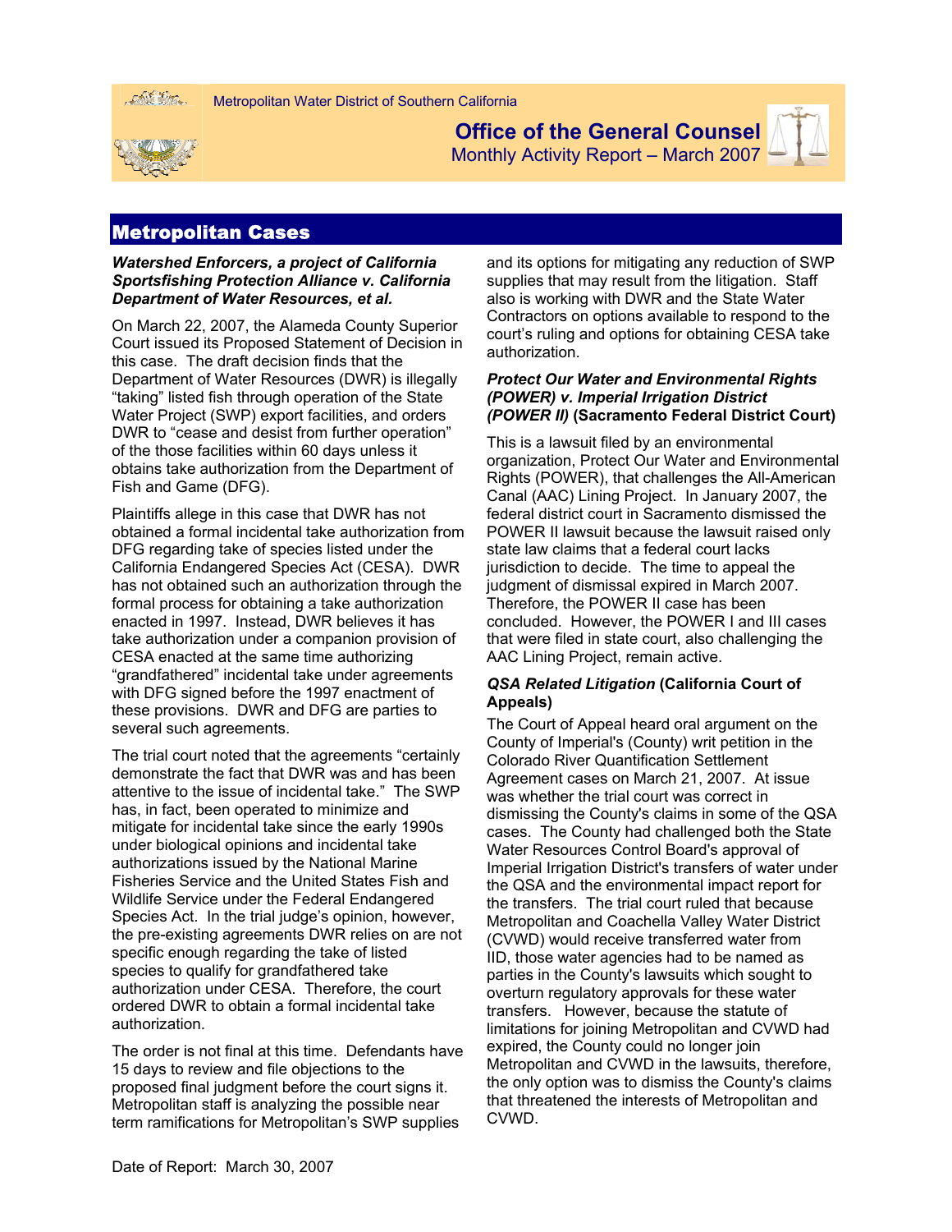Metropolitan Water District of Southern California

# Office of the General Counsel

Monthly Activity Report – March 2007

## Metropolitan Cases

### *Watershed Enforcers, a project of California Sportsfishing Protection Alliance v. California Department of Water Resources, et al.*

On March 22, 2007, the Alameda County Superior Court issued its Proposed Statement of Decision in this case. The draft decision finds that the Department of Water Resources (DWR) is illegally "taking" listed fish through operation of the State Water Project (SWP) export facilities, and orders DWR to "cease and desist from further operation" of the those facilities within 60 days unless it obtains take authorization from the Department of Fish and Game (DFG).

Plaintiffs allege in this case that DWR has not obtained a formal incidental take authorization from DFG regarding take of species listed under the California Endangered Species Act (CESA). DWR has not obtained such an authorization through the formal process for obtaining a take authorization enacted in 1997. Instead, DWR believes it has take authorization under a companion provision of CESA enacted at the same time authorizing "grandfathered" incidental take under agreements with DFG signed before the 1997 enactment of these provisions. DWR and DFG are parties to several such agreements.

The trial court noted that the agreements "certainly demonstrate the fact that DWR was and has been attentive to the issue of incidental take." The SWP has, in fact, been operated to minimize and mitigate for incidental take since the early 1990s under biological opinions and incidental take authorizations issued by the National Marine Fisheries Service and the United States Fish and Wildlife Service under the Federal Endangered Species Act. In the trial judge's opinion, however, the pre-existing agreements DWR relies on are not specific enough regarding the take of listed species to qualify for grandfathered take authorization under CESA. Therefore, the court ordered DWR to obtain a formal incidental take authorization.

The order is not final at this time. Defendants have 15 days to review and file objections to the proposed final judgment before the court signs it. Metropolitan staff is analyzing the possible near term ramifications for Metropolitan's SWP supplies and its options for mitigating any reduction of SWP supplies that may result from the litigation. Staff also is working with DWR and the State Water Contractors on options available to respond to the court's ruling and options for obtaining CESA take authorization.

### *Protect Our Water and Environmental Rights (POWER) v. Imperial Irrigation District (POWER II)* (Sacramento Federal District Court)

This is a lawsuit filed by an environmental organization, Protect Our Water and Environmental Rights (POWER), that challenges the All-American Canal (AAC) Lining Project. In January 2007, the federal district court in Sacramento dismissed the POWER II lawsuit because the lawsuit raised only state law claims that a federal court lacks jurisdiction to decide. The time to appeal the judgment of dismissal expired in March 2007. Therefore, the POWER II case has been concluded. However, the POWER I and III cases that were filed in state court, also challenging the AAC Lining Project, remain active.

### *QSA Related Litigation* (California Court of Appeals)

The Court of Appeal heard oral argument on the County of Imperial's (County) writ petition in the Colorado River Quantification Settlement Agreement cases on March 21, 2007. At issue was whether the trial court was correct in dismissing the County's claims in some of the QSA cases. The County had challenged both the State Water Resources Control Board's approval of Imperial Irrigation District's transfers of water under the QSA and the environmental impact report for the transfers. The trial court ruled that because Metropolitan and Coachella Valley Water District (CVWD) would receive transferred water from IID, those water agencies had to be named as parties in the County's lawsuits which sought to overturn regulatory approvals for these water transfers. However, because the statute of limitations for joining Metropolitan and CVWD had expired, the County could no longer join Metropolitan and CVWD in the lawsuits, therefore, the only option was to dismiss the County's claims that threatened the interests of Metropolitan and CVWD.

Date of Report: March 30, 2007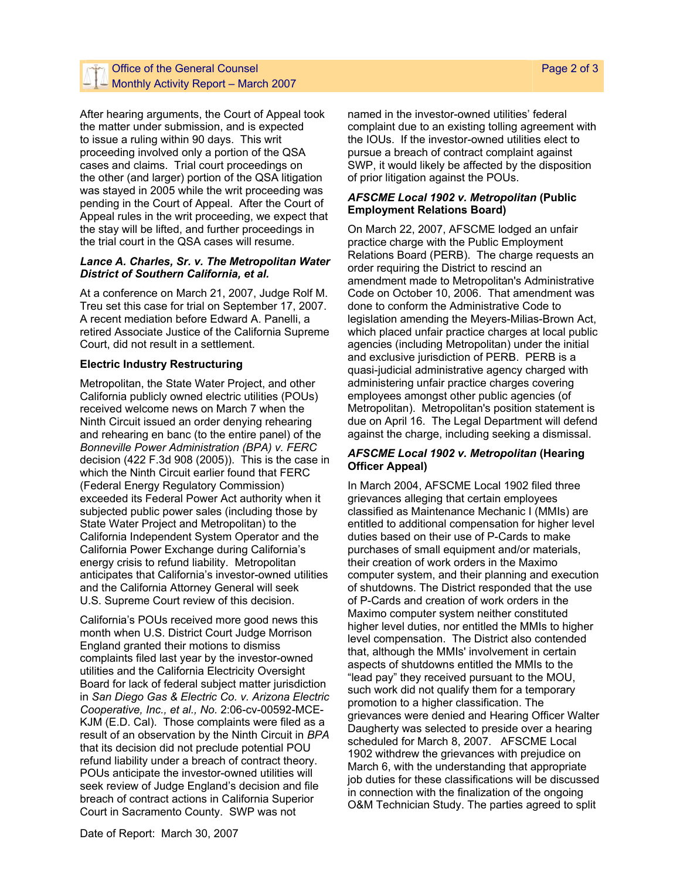After hearing arguments, the Court of Appeal took the matter under submission, and is expected to issue a ruling within 90 days. This writ proceeding involved only a portion of the QSA cases and claims. Trial court proceedings on the other (and larger) portion of the QSA litigation was stayed in 2005 while the writ proceeding was pending in the Court of Appeal. After the Court of Appeal rules in the writ proceeding, we expect that the stay will be lifted, and further proceedings in the trial court in the QSA cases will resume.

### *Lance A. Charles, Sr. v. The Metropolitan Water District of Southern California, et al.*

At a conference on March 21, 2007, Judge Rolf M. Treu set this case for trial on September 17, 2007. A recent mediation before Edward A. Panelli, a retired Associate Justice of the California Supreme Court, did not result in a settlement.

### Electric Industry Restructuring

Metropolitan, the State Water Project, and other California publicly owned electric utilities (POUs) received welcome news on March 7 when the Ninth Circuit issued an order denying rehearing and rehearing en banc (to the entire panel) of the *Bonneville Power Administration (BPA) v. FERC* decision (422 F.3d 908 (2005)). This is the case in which the Ninth Circuit earlier found that FERC (Federal Energy Regulatory Commission) exceeded its Federal Power Act authority when it subjected public power sales (including those by State Water Project and Metropolitan) to the California Independent System Operator and the California Power Exchange during California's energy crisis to refund liability. Metropolitan anticipates that California's investor-owned utilities and the California Attorney General will seek U.S. Supreme Court review of this decision.

California's POUs received more good news this month when U.S. District Court Judge Morrison England granted their motions to dismiss complaints filed last year by the investor-owned utilities and the California Electricity Oversight Board for lack of federal subject matter jurisdiction in *San Diego Gas & Electric Co. v. Arizona Electric Cooperative, Inc., et al., No.* 2:06-cv-00592-MCE-KJM (E.D. Cal). Those complaints were filed as a result of an observation by the Ninth Circuit in *BPA* that its decision did not preclude potential POU refund liability under a breach of contract theory. POUs anticipate the investor-owned utilities will seek review of Judge England's decision and file breach of contract actions in California Superior Court in Sacramento County. SWP was not named in the investor-owned utilities' federal complaint due to an existing tolling agreement with the IOUs. If the investor-owned utilities elect to pursue a breach of contract complaint against SWP, it would likely be affected by the disposition of prior litigation against the POUs.

### *AFSCME Local 1902 v. Metropolitan* (Public Employment Relations Board)

On March 22, 2007, AFSCME lodged an unfair practice charge with the Public Employment Relations Board (PERB). The charge requests an order requiring the District to rescind an amendment made to Metropolitan's Administrative Code on October 10, 2006. That amendment was done to conform the Administrative Code to legislation amending the Meyers-Milias-Brown Act, which placed unfair practice charges at local public agencies (including Metropolitan) under the initial and exclusive jurisdiction of PERB. PERB is a quasi-judicial administrative agency charged with administering unfair practice charges covering employees amongst other public agencies (of Metropolitan). Metropolitan's position statement is due on April 16. The Legal Department will defend against the charge, including seeking a dismissal.

### *AFSCME Local 1902 v. Metropolitan* (Hearing Officer Appeal)

In March 2004, AFSCME Local 1902 filed three grievances alleging that certain employees classified as Maintenance Mechanic I (MMIs) are entitled to additional compensation for higher level duties based on their use of P-Cards to make purchases of small equipment and/or materials, their creation of work orders in the Maximo computer system, and their planning and execution of shutdowns. The District responded that the use of P-Cards and creation of work orders in the Maximo computer system neither constituted higher level duties, nor entitled the MMIs to higher level compensation. The District also contended that, although the MMIs' involvement in certain aspects of shutdowns entitled the MMIs to the "lead pay" they received pursuant to the MOU, such work did not qualify them for a temporary promotion to a higher classification. The grievances were denied and Hearing Officer Walter Daugherty was selected to preside over a hearing scheduled for March 8, 2007. AFSCME Local 1902 withdrew the grievances with prejudice on March 6, with the understanding that appropriate job duties for these classifications will be discussed in connection with the finalization of the ongoing O&M Technician Study. The parties agreed to split

Date of Report: March 30, 2007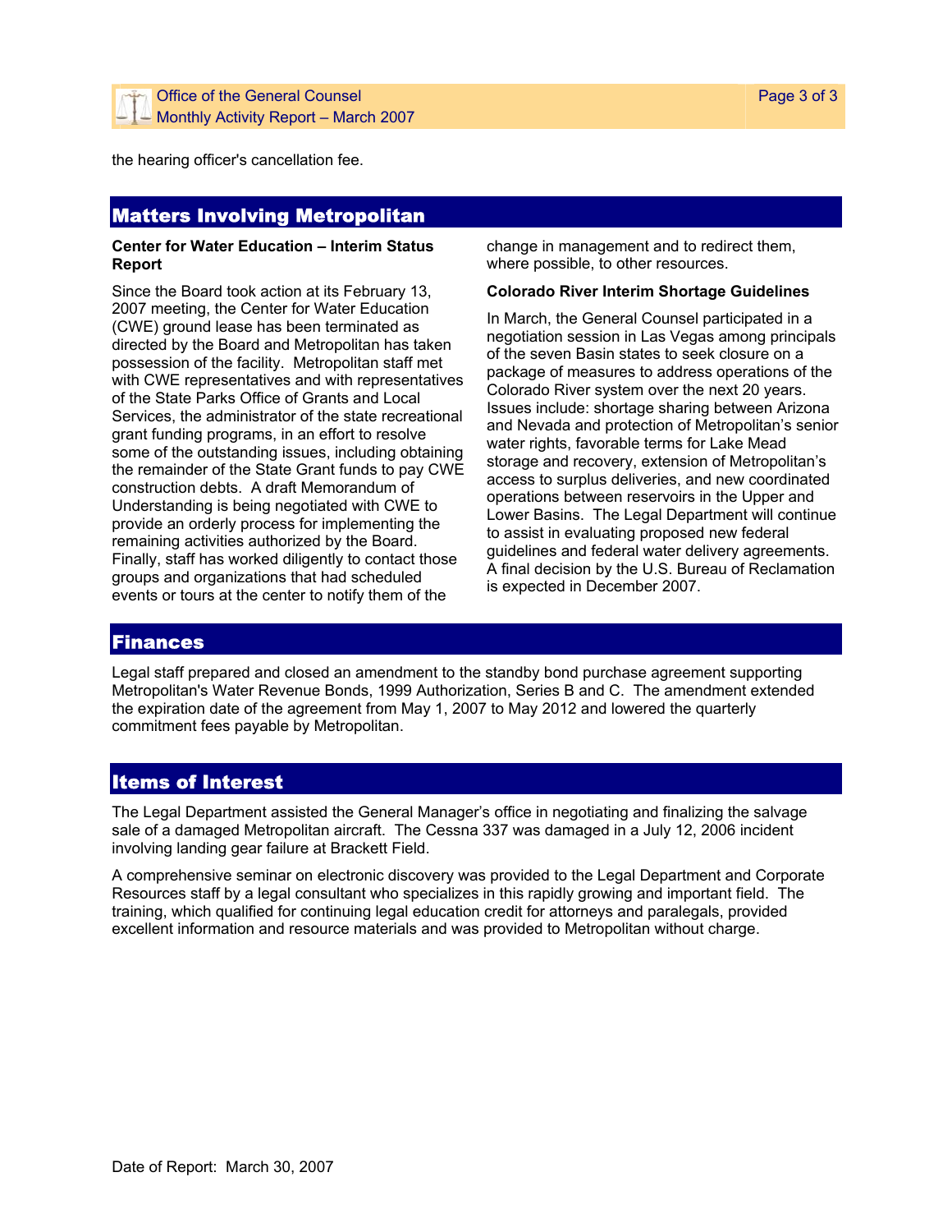the hearing officer's cancellation fee.

## Matters Involving Metropolitan

**Center for Water Education – Interim Status Report**

Since the Board took action at its February 13, 2007 meeting, the Center for Water Education (CWE) ground lease has been terminated as directed by the Board and Metropolitan has taken possession of the facility. Metropolitan staff met with CWE representatives and with representatives of the State Parks Office of Grants and Local Services, the administrator of the state recreational grant funding programs, in an effort to resolve some of the outstanding issues, including obtaining the remainder of the State Grant funds to pay CWE construction debts. A draft Memorandum of Understanding is being negotiated with CWE to provide an orderly process for implementing the remaining activities authorized by the Board. Finally, staff has worked diligently to contact those groups and organizations that had scheduled events or tours at the center to notify them of the change in management and to redirect them, where possible, to other resources.

**Colorado River Interim Shortage Guidelines**

In March, the General Counsel participated in a negotiation session in Las Vegas among principals of the seven Basin states to seek closure on a package of measures to address operations of the Colorado River system over the next 20 years. Issues include: shortage sharing between Arizona and Nevada and protection of Metropolitan's senior water rights, favorable terms for Lake Mead storage and recovery, extension of Metropolitan's access to surplus deliveries, and new coordinated operations between reservoirs in the Upper and Lower Basins. The Legal Department will continue to assist in evaluating proposed new federal guidelines and federal water delivery agreements. A final decision by the U.S. Bureau of Reclamation is expected in December 2007.

## Finances

Legal staff prepared and closed an amendment to the standby bond purchase agreement supporting Metropolitan's Water Revenue Bonds, 1999 Authorization, Series B and C. The amendment extended the expiration date of the agreement from May 1, 2007 to May 2012 and lowered the quarterly commitment fees payable by Metropolitan.

## Items of Interest

The Legal Department assisted the General Manager's office in negotiating and finalizing the salvage sale of a damaged Metropolitan aircraft. The Cessna 337 was damaged in a July 12, 2006 incident involving landing gear failure at Brackett Field.

A comprehensive seminar on electronic discovery was provided to the Legal Department and Corporate Resources staff by a legal consultant who specializes in this rapidly growing and important field. The training, which qualified for continuing legal education credit for attorneys and paralegals, provided excellent information and resource materials and was provided to Metropolitan without charge.

Date of Report: March 30, 2007